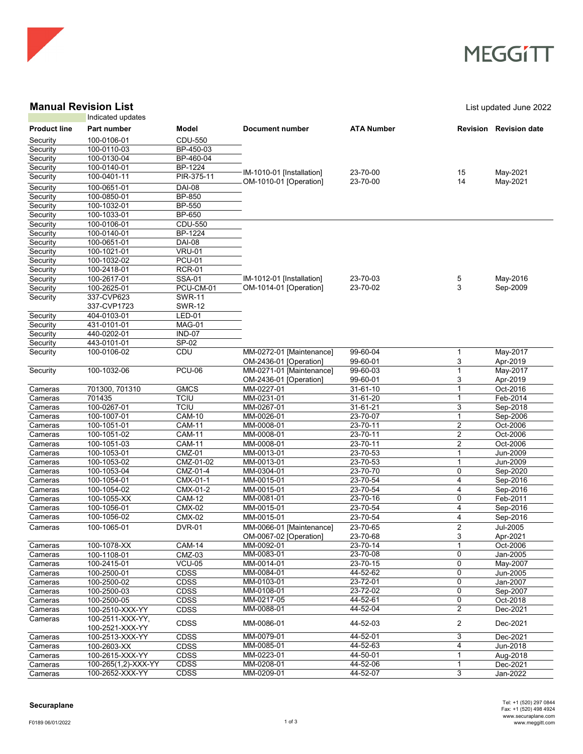## Manual Revision List

List updated June 2022

Indicated updates

| Product line | Part number | Model | Document number | ATA Number | Revision | Revision date |
|---|---|---|---|---|---|---|
| Security | 100-0106-01 | CDU-550 | IM-1010-01 [Installation]<br>OM-1010-01 [Operation] | 23-70-00<br>23-70-00 | 15<br>14 | May-2021<br>May-2021 |
| Security | 100-0110-03 | BP-450-03 | | | | |
| Security | 100-0130-04 | BP-460-04 | | | | |
| Security | 100-0140-01 | BP-1224 | | | | |
| Security | 100-0401-11 | PIR-375-11 | | | | |
| Security | 100-0651-01 | DAI-08 | | | | |
| Security | 100-0850-01 | BP-850 | | | | |
| Security | 100-1032-01 | BP-550 | | | | |
| Security | 100-1033-01 | BP-650 | | | | |
| Security | 100-0106-01 | CDU-550 | IM-1012-01 [Installation]<br>OM-1014-01 [Operation] | 23-70-03<br>23-70-02 | 5<br>3 | May-2016<br>Sep-2009 |
| Security | 100-0140-01 | BP-1224 | | | | |
| Security | 100-0651-01 | DAI-08 | | | | |
| Security | 100-1021-01 | VRU-01 | | | | |
| Security | 100-1032-02 | PCU-01 | | | | |
| Security | 100-2418-01 | RCR-01 | | | | |
| Security | 100-2617-01 | SSA-01 | | | | |
| Security | 100-2625-01 | PCU-CM-01 | | | | |
| Security | 337-CVP623<br>337-CVP1723 | SWR-11<br>SWR-12 | | | | |
| Security | 404-0103-01 | LED-01 | | | | |
| Security | 431-0101-01 | MAG-01 | | | | |
| Security | 440-0202-01 | IND-07 | | | | |
| Security | 443-0101-01 | SP-02 | | | | |
| Security | 100-0106-02 | CDU | MM-0272-01 [Maintenance]<br>OM-2436-01 [Operation] | 99-60-04<br>99-60-01 | 1<br>3 | May-2017<br>Apr-2019 |
| Security | 100-1032-06 | PCU-06 | MM-0271-01 [Maintenance]<br>OM-2436-01 [Operation] | 99-60-03<br>99-60-01 | 1<br>3 | May-2017<br>Apr-2019 |
| Cameras | 701300, 701310 | GMCS | MM-0227-01 | 31-61-10 | 1 | Oct-2016 |
| Cameras | 701435 | TCIU | MM-0231-01 | 31-61-20 | 1 | Feb-2014 |
| Cameras | 100-0267-01 | TCIU | MM-0267-01 | 31-61-21 | 3 | Sep-2018 |
| Cameras | 100-1007-01 | CAM-10 | MM-0026-01 | 23-70-07 | 1 | Sep-2006 |
| Cameras | 100-1051-01 | CAM-11 | MM-0008-01 | 23-70-11 | 2 | Oct-2006 |
| Cameras | 100-1051-02 | CAM-11 | MM-0008-01 | 23-70-11 | 2 | Oct-2006 |
| Cameras | 100-1051-03 | CAM-11 | MM-0008-01 | 23-70-11 | 2 | Oct-2006 |
| Cameras | 100-1053-01 | CMZ-01 | MM-0013-01 | 23-70-53 | 1 | Jun-2009 |
| Cameras | 100-1053-02 | CMZ-01-02 | MM-0013-01 | 23-70-53 | 1 | Jun-2009 |
| Cameras | 100-1053-04 | CMZ-01-4 | MM-0304-01 | 23-70-70 | 0 | Sep-2020 |
| Cameras | 100-1054-01 | CMX-01-1 | MM-0015-01 | 23-70-54 | 4 | Sep-2016 |
| Cameras | 100-1054-02 | CMX-01-2 | MM-0015-01 | 23-70-54 | 4 | Sep-2016 |
| Cameras | 100-1055-XX | CAM-12 | MM-0081-01 | 23-70-16 | 0 | Feb-2011 |
| Cameras | 100-1056-01 | CMX-02 | MM-0015-01 | 23-70-54 | 4 | Sep-2016 |
| Cameras | 100-1056-02 | CMX-02 | MM-0015-01 | 23-70-54 | 4 | Sep-2016 |
| Cameras | 100-1065-01 | DVR-01 | MM-0066-01 [Maintenance]<br>OM-0067-02 [Operation] | 23-70-65<br>23-70-68 | 2<br>3 | Jul-2005<br>Apr-2021 |
| Cameras | 100-1078-XX | CAM-14 | MM-0092-01 | 23-70-14 | 1 | Oct-2006 |
| Cameras | 100-1108-01 | CMZ-03 | MM-0083-01 | 23-70-08 | 0 | Jan-2005 |
| Cameras | 100-2415-01 | VCU-05 | MM-0014-01 | 23-70-15 | 0 | May-2007 |
| Cameras | 100-2500-01 | CDSS | MM-0084-01 | 44-52-62 | 0 | Jun-2005 |
| Cameras | 100-2500-02 | CDSS | MM-0103-01 | 23-72-01 | 0 | Jan-2007 |
| Cameras | 100-2500-03 | CDSS | MM-0108-01 | 23-72-02 | 0 | Sep-2007 |
| Cameras | 100-2500-05 | CDSS | MM-0217-05 | 44-52-61 | 0 | Oct-2018 |
| Cameras | 100-2510-XXX-YY | CDSS | MM-0088-01 | 44-52-04 | 2 | Dec-2021 |
| Cameras | 100-2511-XXX-YY,<br>100-2521-XXX-YY | CDSS | MM-0086-01 | 44-52-03 | 2 | Dec-2021 |
| Cameras | 100-2513-XXX-YY | CDSS | MM-0079-01 | 44-52-01 | 3 | Dec-2021 |
| Cameras | 100-2603-XX | CDSS | MM-0085-01 | 44-52-63 | 4 | Jun-2018 |
| Cameras | 100-2615-XXX-YY | CDSS | MM-0223-01 | 44-50-01 | 1 | Aug-2018 |
| Cameras | 100-265(1,2)-XXX-YY | CDSS | MM-0208-01 | 44-52-06 | 1 | Dec-2021 |
| Cameras | 100-2652-XXX-YY | CDSS | MM-0209-01 | 44-52-07 | 3 | Jan-2022 |

**Securaplane**

F0189 06/01/2022

Tel: +1 (520) 297 0844
Fax: +1 (520) 498 4924
www.securaplane.com
www.meggitt.com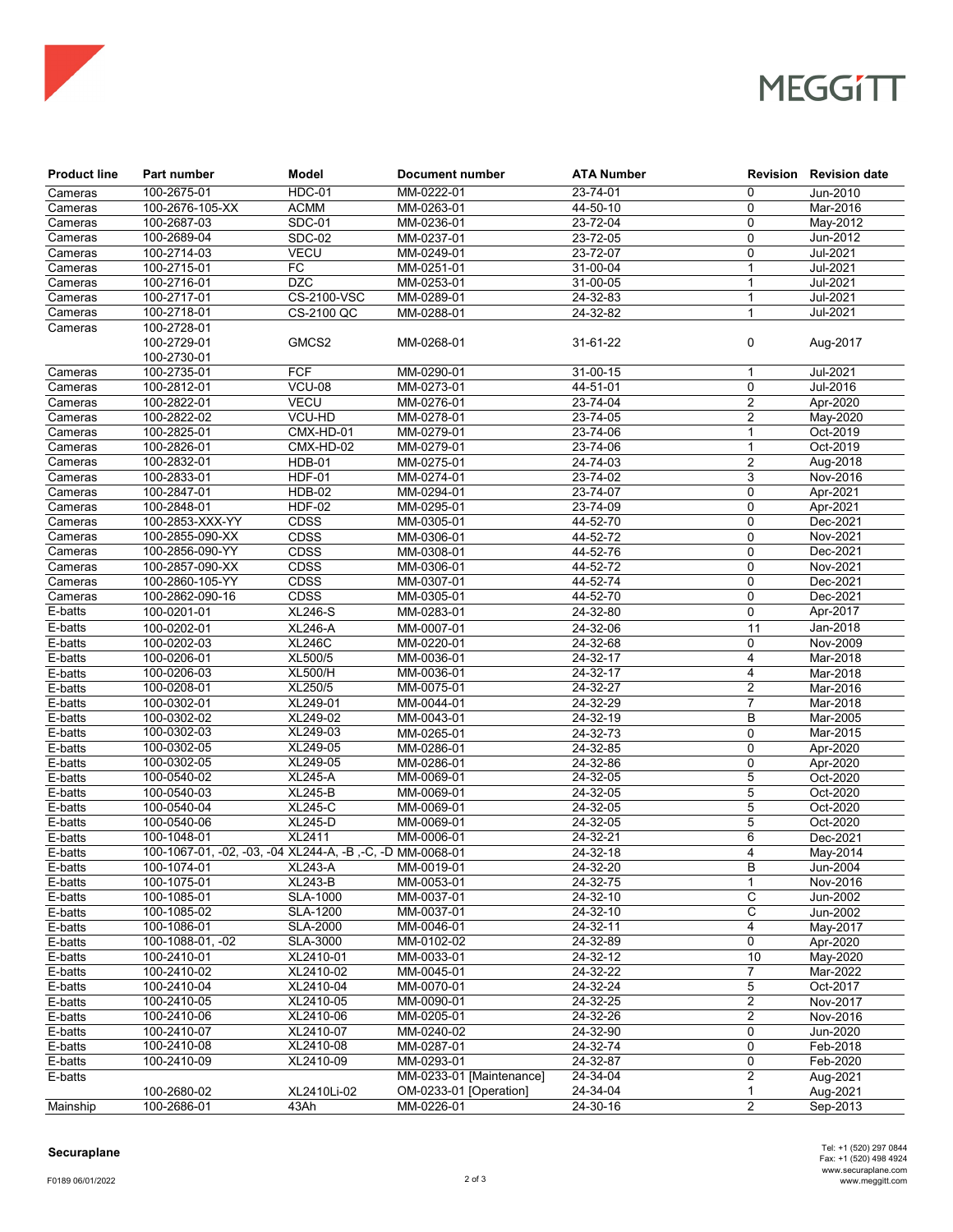| Product line | Part number | Model | Document number | ATA Number | Revision | Revision date |
|---|---|---|---|---|---|---|
| Cameras | 100-2675-01 | HDC-01 | MM-0222-01 | 23-74-01 | 0 | Jun-2010 |
| Cameras | 100-2676-105-XX | ACMM | MM-0263-01 | 44-50-10 | 0 | Mar-2016 |
| Cameras | 100-2687-03 | SDC-01 | MM-0236-01 | 23-72-04 | 0 | May-2012 |
| Cameras | 100-2689-04 | SDC-02 | MM-0237-01 | 23-72-05 | 0 | Jun-2012 |
| Cameras | 100-2714-03 | VECU | MM-0249-01 | 23-72-07 | 0 | Jul-2021 |
| Cameras | 100-2715-01 | FC | MM-0251-01 | 31-00-04 | 1 | Jul-2021 |
| Cameras | 100-2716-01 | DZC | MM-0253-01 | 31-00-05 | 1 | Jul-2021 |
| Cameras | 100-2717-01 | CS-2100-VSC | MM-0289-01 | 24-32-83 | 1 | Jul-2021 |
| Cameras | 100-2718-01 | CS-2100 QC | MM-0288-01 | 24-32-82 | 1 | Jul-2021 |
| Cameras | 100-2728-01<br>100-2729-01<br>100-2730-01 | GMCS2 | MM-0268-01 | 31-61-22 | 0 | Aug-2017 |
| Cameras | 100-2735-01 | FCF | MM-0290-01 | 31-00-15 | 1 | Jul-2021 |
| Cameras | 100-2812-01 | VCU-08 | MM-0273-01 | 44-51-01 | 0 | Jul-2016 |
| Cameras | 100-2822-01 | VECU | MM-0276-01 | 23-74-04 | 2 | Apr-2020 |
| Cameras | 100-2822-02 | VCU-HD | MM-0278-01 | 23-74-05 | 2 | May-2020 |
| Cameras | 100-2825-01 | CMX-HD-01 | MM-0279-01 | 23-74-06 | 1 | Oct-2019 |
| Cameras | 100-2826-01 | CMX-HD-02 | MM-0279-01 | 23-74-06 | 1 | Oct-2019 |
| Cameras | 100-2832-01 | HDB-01 | MM-0275-01 | 24-74-03 | 2 | Aug-2018 |
| Cameras | 100-2833-01 | HDF-01 | MM-0274-01 | 23-74-02 | 3 | Nov-2016 |
| Cameras | 100-2847-01 | HDB-02 | MM-0294-01 | 23-74-07 | 0 | Apr-2021 |
| Cameras | 100-2848-01 | HDF-02 | MM-0295-01 | 23-74-09 | 0 | Apr-2021 |
| Cameras | 100-2853-XXX-YY | CDSS | MM-0305-01 | 44-52-70 | 0 | Dec-2021 |
| Cameras | 100-2855-090-XX | CDSS | MM-0306-01 | 44-52-72 | 0 | Nov-2021 |
| Cameras | 100-2856-090-YY | CDSS | MM-0308-01 | 44-52-76 | 0 | Dec-2021 |
| Cameras | 100-2857-090-XX | CDSS | MM-0306-01 | 44-52-72 | 0 | Nov-2021 |
| Cameras | 100-2860-105-YY | CDSS | MM-0307-01 | 44-52-74 | 0 | Dec-2021 |
| Cameras | 100-2862-090-16 | CDSS | MM-0305-01 | 44-52-70 | 0 | Dec-2021 |
| E-batts | 100-0201-01 | XL246-S | MM-0283-01 | 24-32-80 | 0 | Apr-2017 |
| E-batts | 100-0202-01 | XL246-A | MM-0007-01 | 24-32-06 | 11 | Jan-2018 |
| E-batts | 100-0202-03 | XL246C | MM-0220-01 | 24-32-68 | 0 | Nov-2009 |
| E-batts | 100-0206-01 | XL500/5 | MM-0036-01 | 24-32-17 | 4 | Mar-2018 |
| E-batts | 100-0206-03 | XL500/H | MM-0036-01 | 24-32-17 | 4 | Mar-2018 |
| E-batts | 100-0208-01 | XL250/5 | MM-0075-01 | 24-32-27 | 2 | Mar-2016 |
| E-batts | 100-0302-01 | XL249-01 | MM-0044-01 | 24-32-29 | 7 | Mar-2018 |
| E-batts | 100-0302-02 | XL249-02 | MM-0043-01 | 24-32-19 | B | Mar-2005 |
| E-batts | 100-0302-03 | XL249-03 | MM-0265-01 | 24-32-73 | 0 | Mar-2015 |
| E-batts | 100-0302-05 | XL249-05 | MM-0286-01 | 24-32-85 | 0 | Apr-2020 |
| E-batts | 100-0302-05 | XL249-05 | MM-0286-01 | 24-32-86 | 0 | Apr-2020 |
| E-batts | 100-0540-02 | XL245-A | MM-0069-01 | 24-32-05 | 5 | Oct-2020 |
| E-batts | 100-0540-03 | XL245-B | MM-0069-01 | 24-32-05 | 5 | Oct-2020 |
| E-batts | 100-0540-04 | XL245-C | MM-0069-01 | 24-32-05 | 5 | Oct-2020 |
| E-batts | 100-0540-06 | XL245-D | MM-0069-01 | 24-32-05 | 5 | Oct-2020 |
| E-batts | 100-1048-01 | XL2411 | MM-0006-01 | 24-32-21 | 6 | Dec-2021 |
| E-batts | 100-1067-01, -02, -03, -04 | XL244-A, -B ,-C, -D | MM-0068-01 | 24-32-18 | 4 | May-2014 |
| E-batts | 100-1074-01 | XL243-A | MM-0019-01 | 24-32-20 | B | Jun-2004 |
| E-batts | 100-1075-01 | XL243-B | MM-0053-01 | 24-32-75 | 1 | Nov-2016 |
| E-batts | 100-1085-01 | SLA-1000 | MM-0037-01 | 24-32-10 | C | Jun-2002 |
| E-batts | 100-1085-02 | SLA-1200 | MM-0037-01 | 24-32-10 | C | Jun-2002 |
| E-batts | 100-1086-01 | SLA-2000 | MM-0046-01 | 24-32-11 | 4 | May-2017 |
| E-batts | 100-1088-01, -02 | SLA-3000 | MM-0102-02 | 24-32-89 | 0 | Apr-2020 |
| E-batts | 100-2410-01 | XL2410-01 | MM-0033-01 | 24-32-12 | 10 | May-2020 |
| E-batts | 100-2410-02 | XL2410-02 | MM-0045-01 | 24-32-22 | 7 | Mar-2022 |
| E-batts | 100-2410-04 | XL2410-04 | MM-0070-01 | 24-32-24 | 5 | Oct-2017 |
| E-batts | 100-2410-05 | XL2410-05 | MM-0090-01 | 24-32-25 | 2 | Nov-2017 |
| E-batts | 100-2410-06 | XL2410-06 | MM-0205-01 | 24-32-26 | 2 | Nov-2016 |
| E-batts | 100-2410-07 | XL2410-07 | MM-0240-02 | 24-32-90 | 0 | Jun-2020 |
| E-batts | 100-2410-08 | XL2410-08 | MM-0287-01 | 24-32-74 | 0 | Feb-2018 |
| E-batts | 100-2410-09 | XL2410-09 | MM-0293-01 | 24-32-87 | 0 | Feb-2020 |
| E-batts | 100-2680-02 | XL2410Li-02 | MM-0233-01 [Maintenance]<br>OM-0233-01 [Operation] | 24-34-04<br>24-34-04 | 2<br>1 | Aug-2021<br>Aug-2021 |
| Mainship | 100-2686-01 | 43Ah | MM-0226-01 | 24-30-16 | 2 | Sep-2013 |

**Securaplane**

F0189 06/01/2022

Tel: +1 (520) 297 0844
Fax: +1 (520) 498 4924
www.securaplane.com
www.meggitt.com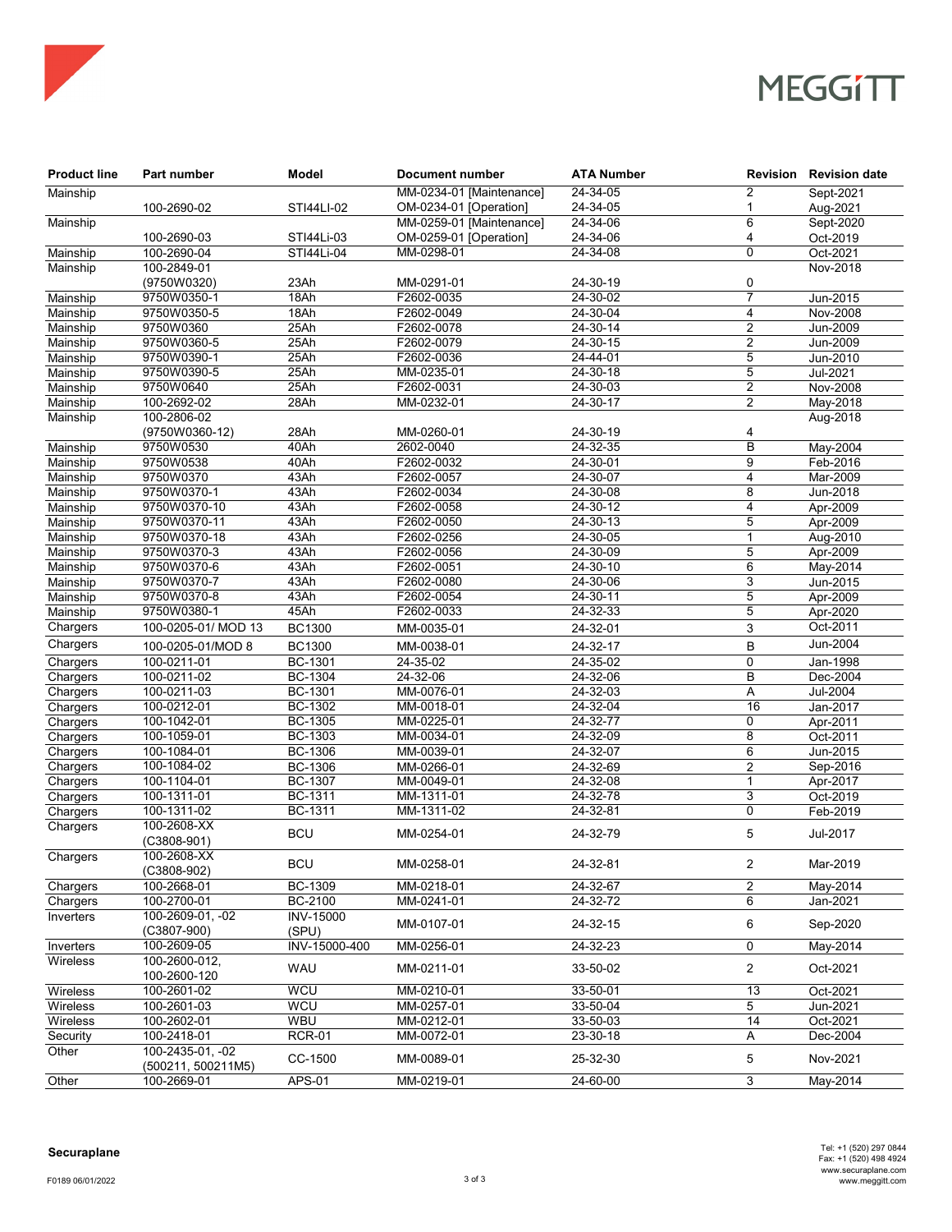| Product line | Part number | Model | Document number | ATA Number | Revision | Revision date |
|---|---|---|---|---|---|---|
| Mainship | 100-2690-02 | STI44LI-02 | MM-0234-01 [Maintenance] | 24-34-05 | 2 | Sept-2021 |
| | | | OM-0234-01 [Operation] | 24-34-05 | 1 | Aug-2021 |
| Mainship | 100-2690-03 | STI44Li-03 | MM-0259-01 [Maintenance] | 24-34-06 | 6 | Sept-2020 |
| | | | OM-0259-01 [Operation] | 24-34-06 | 4 | Oct-2019 |
| Mainship | 100-2690-04 | STI44Li-04 | MM-0298-01 | 24-34-08 | 0 | Oct-2021 |
| Mainship | 100-2849-01 (9750W0320) | 23Ah | MM-0291-01 | 24-30-19 | 0 | Nov-2018 |
| Mainship | 9750W0350-1 | 18Ah | F2602-0035 | 24-30-02 | 7 | Jun-2015 |
| Mainship | 9750W0350-5 | 18Ah | F2602-0049 | 24-30-04 | 4 | Nov-2008 |
| Mainship | 9750W0360 | 25Ah | F2602-0078 | 24-30-14 | 2 | Jun-2009 |
| Mainship | 9750W0360-5 | 25Ah | F2602-0079 | 24-30-15 | 2 | Jun-2009 |
| Mainship | 9750W0390-1 | 25Ah | F2602-0036 | 24-44-01 | 5 | Jun-2010 |
| Mainship | 9750W0390-5 | 25Ah | MM-0235-01 | 24-30-18 | 5 | Jul-2021 |
| Mainship | 9750W0640 | 25Ah | F2602-0031 | 24-30-03 | 2 | Nov-2008 |
| Mainship | 100-2692-02 | 28Ah | MM-0232-01 | 24-30-17 | 2 | May-2018 |
| Mainship | 100-2806-02 (9750W0360-12) | 28Ah | MM-0260-01 | 24-30-19 | 4 | Aug-2018 |
| Mainship | 9750W0530 | 40Ah | 2602-0040 | 24-32-35 | B | May-2004 |
| Mainship | 9750W0538 | 40Ah | F2602-0032 | 24-30-01 | 9 | Feb-2016 |
| Mainship | 9750W0370 | 43Ah | F2602-0057 | 24-30-07 | 4 | Mar-2009 |
| Mainship | 9750W0370-1 | 43Ah | F2602-0034 | 24-30-08 | 8 | Jun-2018 |
| Mainship | 9750W0370-10 | 43Ah | F2602-0058 | 24-30-12 | 4 | Apr-2009 |
| Mainship | 9750W0370-11 | 43Ah | F2602-0050 | 24-30-13 | 5 | Apr-2009 |
| Mainship | 9750W0370-18 | 43Ah | F2602-0256 | 24-30-05 | 1 | Aug-2010 |
| Mainship | 9750W0370-3 | 43Ah | F2602-0056 | 24-30-09 | 5 | Apr-2009 |
| Mainship | 9750W0370-6 | 43Ah | F2602-0051 | 24-30-10 | 6 | May-2014 |
| Mainship | 9750W0370-7 | 43Ah | F2602-0080 | 24-30-06 | 3 | Jun-2015 |
| Mainship | 9750W0370-8 | 43Ah | F2602-0054 | 24-30-11 | 5 | Apr-2009 |
| Mainship | 9750W0380-1 | 45Ah | F2602-0033 | 24-32-33 | 5 | Apr-2020 |
| Chargers | 100-0205-01/ MOD 13 | BC1300 | MM-0035-01 | 24-32-01 | 3 | Oct-2011 |
| Chargers | 100-0205-01/MOD 8 | BC1300 | MM-0038-01 | 24-32-17 | B | Jun-2004 |
| Chargers | 100-0211-01 | BC-1301 | 24-35-02 | 24-35-02 | 0 | Jan-1998 |
| Chargers | 100-0211-02 | BC-1304 | 24-32-06 | 24-32-06 | B | Dec-2004 |
| Chargers | 100-0211-03 | BC-1301 | MM-0076-01 | 24-32-03 | A | Jul-2004 |
| Chargers | 100-0212-01 | BC-1302 | MM-0018-01 | 24-32-04 | 16 | Jan-2017 |
| Chargers | 100-1042-01 | BC-1305 | MM-0225-01 | 24-32-77 | 0 | Apr-2011 |
| Chargers | 100-1059-01 | BC-1303 | MM-0034-01 | 24-32-09 | 8 | Oct-2011 |
| Chargers | 100-1084-01 | BC-1306 | MM-0039-01 | 24-32-07 | 6 | Jun-2015 |
| Chargers | 100-1084-02 | BC-1306 | MM-0266-01 | 24-32-69 | 2 | Sep-2016 |
| Chargers | 100-1104-01 | BC-1307 | MM-0049-01 | 24-32-08 | 1 | Apr-2017 |
| Chargers | 100-1311-01 | BC-1311 | MM-1311-01 | 24-32-78 | 3 | Oct-2019 |
| Chargers | 100-1311-02 | BC-1311 | MM-1311-02 | 24-32-81 | 0 | Feb-2019 |
| Chargers | 100-2608-XX (C3808-901) | BCU | MM-0254-01 | 24-32-79 | 5 | Jul-2017 |
| Chargers | 100-2608-XX (C3808-902) | BCU | MM-0258-01 | 24-32-81 | 2 | Mar-2019 |
| Chargers | 100-2668-01 | BC-1309 | MM-0218-01 | 24-32-67 | 2 | May-2014 |
| Chargers | 100-2700-01 | BC-2100 | MM-0241-01 | 24-32-72 | 6 | Jan-2021 |
| Inverters | 100-2609-01, -02 (C3807-900) | INV-15000 (SPU) | MM-0107-01 | 24-32-15 | 6 | Sep-2020 |
| Inverters | 100-2609-05 | INV-15000-400 | MM-0256-01 | 24-32-23 | 0 | May-2014 |
| Wireless | 100-2600-012, 100-2600-120 | WAU | MM-0211-01 | 33-50-02 | 2 | Oct-2021 |
| Wireless | 100-2601-02 | WCU | MM-0210-01 | 33-50-01 | 13 | Oct-2021 |
| Wireless | 100-2601-03 | WCU | MM-0257-01 | 33-50-04 | 5 | Jun-2021 |
| Wireless | 100-2602-01 | WBU | MM-0212-01 | 33-50-03 | 14 | Oct-2021 |
| Security | 100-2418-01 | RCR-01 | MM-0072-01 | 23-30-18 | A | Dec-2004 |
| Other | 100-2435-01, -02 (500211, 500211M5) | CC-1500 | MM-0089-01 | 25-32-30 | 5 | Nov-2021 |
| Other | 100-2669-01 | APS-01 | MM-0219-01 | 24-60-00 | 3 | May-2014 |

**Securaplane**

F0189 06/01/2022

Tel: +1 (520) 297 0844
Fax: +1 (520) 498 4924
www.securaplane.com
www.meggitt.com